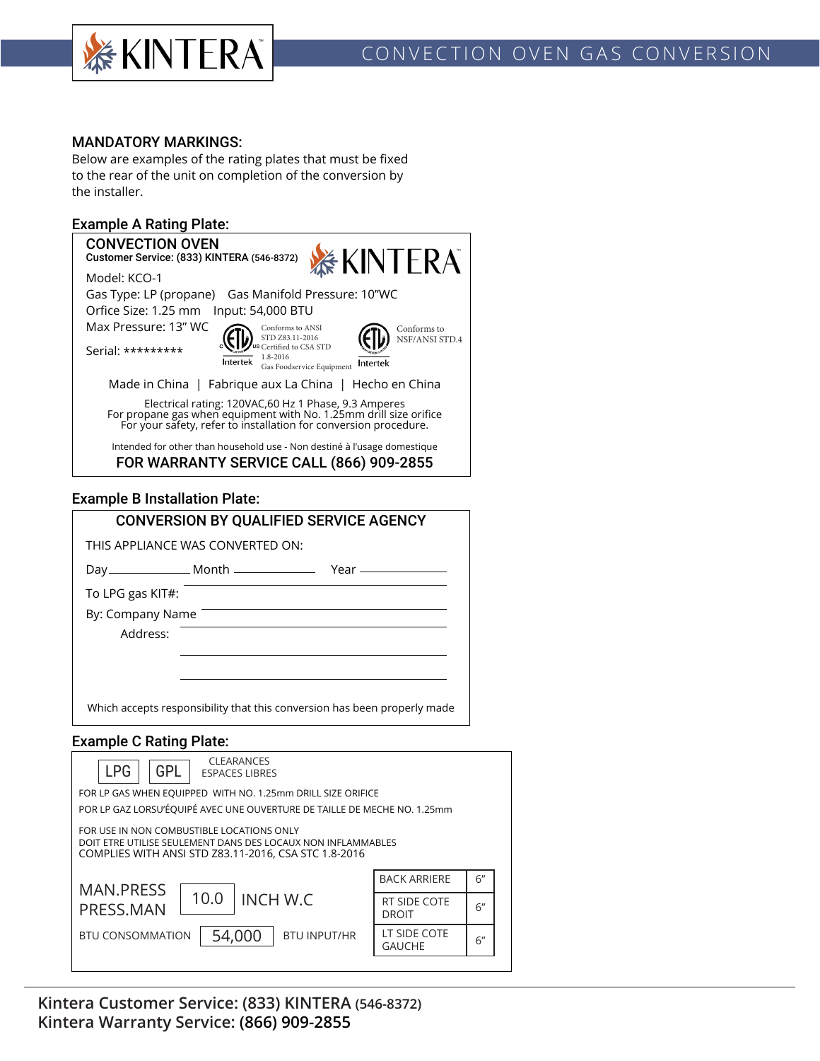KINTERA™

# CONVECTION OVEN GAS CONVERSION

## MANDATORY MARKINGS:

Below are examples of the rating plates that must be fixed to the rear of the unit on completion of the conversion by the installer.

### Example A Rating Plate:

**CONVECTION OVEN**
**Customer Service: (833) KINTERA** (546-8372)

KINTERA™

Model: KCO-1
Gas Type: LP (propane) Gas Manifold Pressure: 10"WC
Office Size: 1.25 mm Input: 54,000 BTU
Max Pressure: 13" WC
Serial: *********

Intertek — Conforms to ANSI STD Z83.11-2016 Certified to CSA STD 1.8-2016 Gas Foodservice Equipment

Intertek — Conforms to NSF/ANSI STD.4

Made in China | Fabrique aux La China | Hecho en China

Electrical rating: 120VAC,60 Hz 1 Phase, 9.3 Amperes
For propane gas when equipment with No. 1.25mm drill size orifice
For your safety, refer to installation for conversion procedure.

Intended for other than household use - Non destiné à l'usage domestique

**FOR WARRANTY SERVICE CALL (866) 909-2855**

### Example B Installation Plate:

**CONVERSION BY QUALIFIED SERVICE AGENCY**

THIS APPLIANCE WAS CONVERTED ON:

Day__________ Month __________ Year __________

To LPG gas KIT#: ____________________

By: Company Name ____________________

Address: ____________________

____________________

Which accepts responsibility that this conversion has been properly made

### Example C Rating Plate:

LPG | GPL — CLEARANCES ESPACES LIBRES

FOR LP GAS WHEN EQUIPPED WITH NO. 1.25mm DRILL SIZE ORIFICE
POR LP GAZ LORSU'ÉQUIPÉ AVEC UNE OUVERTURE DE TAILLE DE MECHE NO. 1.25mm

FOR USE IN NON COMBUSTIBLE LOCATIONS ONLY
DOIT ETRE UTILISE SEULEMENT DANS DES LOCAUX NON INFLAMMABLES
COMPLIES WITH ANSI STD Z83.11-2016, CSA STC 1.8-2016

MAN.PRESS PRESS.MAN 10.0 INCH W.C

BTU CONSOMMATION 54,000 BTU INPUT/HR

| | |
|---|---|
| BACK ARRIERE | 6" |
| RT SIDE COTE DROIT | 6" |
| LT SIDE COTE GAUCHE | 6" |

**Kintera Customer Service: (833) KINTERA** (546-8372)
**Kintera Warranty Service: (866) 909-2855**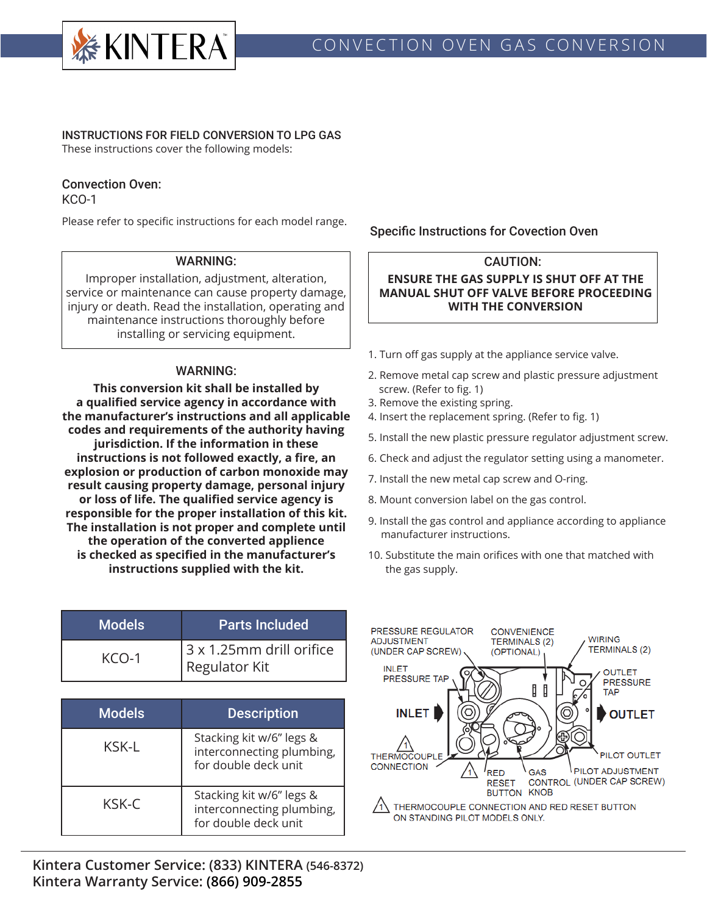INSTRUCTIONS FOR FIELD CONVERSION TO LPG GAS

These instructions cover the following models:

**Convection Oven:**

KCO-1

Please refer to specific instructions for each model range.

**WARNING:**

Improper installation, adjustment, alteration, service or maintenance can cause property damage, injury or death. Read the installation, operating and maintenance instructions thoroughly before installing or servicing equipment.

**WARNING:**

**This conversion kit shall be installed by a qualified service agency in accordance with the manufacturer's instructions and all applicable codes and requirements of the authority having jurisdiction. If the information in these instructions is not followed exactly, a fire, an explosion or production of carbon monoxide may result causing property damage, personal injury or loss of life. The qualified service agency is responsible for the proper installation of this kit. The installation is not proper and complete until the operation of the converted applience is checked as specified in the manufacturer's instructions supplied with the kit.**

| Models | Parts Included |
|---|---|
| KCO-1 | 3 x 1.25mm drill orifice<br>Regulator Kit |

| Models | Description |
|---|---|
| KSK-L | Stacking kit w/6" legs & interconnecting plumbing, for double deck unit |
| KSK-C | Stacking kit w/6" legs & interconnecting plumbing, for double deck unit |

## Specific Instructions for Covection Oven

**CAUTION:**

**ENSURE THE GAS SUPPLY IS SHUT OFF AT THE MANUAL SHUT OFF VALVE BEFORE PROCEEDING WITH THE CONVERSION**

1. Turn off gas supply at the appliance service valve.
2. Remove metal cap screw and plastic pressure adjustment screw. (Refer to fig. 1)
3. Remove the existing spring.
4. Insert the replacement spring. (Refer to fig. 1)
5. Install the new plastic pressure regulator adjustment screw.
6. Check and adjust the regulator setting using a manometer.
7. Install the new metal cap screw and O-ring.
8. Mount conversion label on the gas control.
9. Install the gas control and appliance according to appliance manufacturer instructions.
10. Substitute the main orifices with one that matched with the gas supply.

PRESSURE REGULATOR ADJUSTMENT (UNDER CAP SCREW)
CONVENIENCE TERMINALS (2) (OPTIONAL)
WIRING TERMINALS (2)
INLET PRESSURE TAP
OUTLET PRESSURE TAP
INLET
OUTLET
THERMOCOUPLE CONNECTION
PILOT OUTLET
RED RESET BUTTON
GAS CONTROL KNOB
PILOT ADJUSTMENT (UNDER CAP SCREW)

1 THERMOCOUPLE CONNECTION AND RED RESET BUTTON ON STANDING PILOT MODELS ONLY.

Kintera Customer Service: (833) KINTERA (546-8372)

Kintera Warranty Service: (866) 909-2855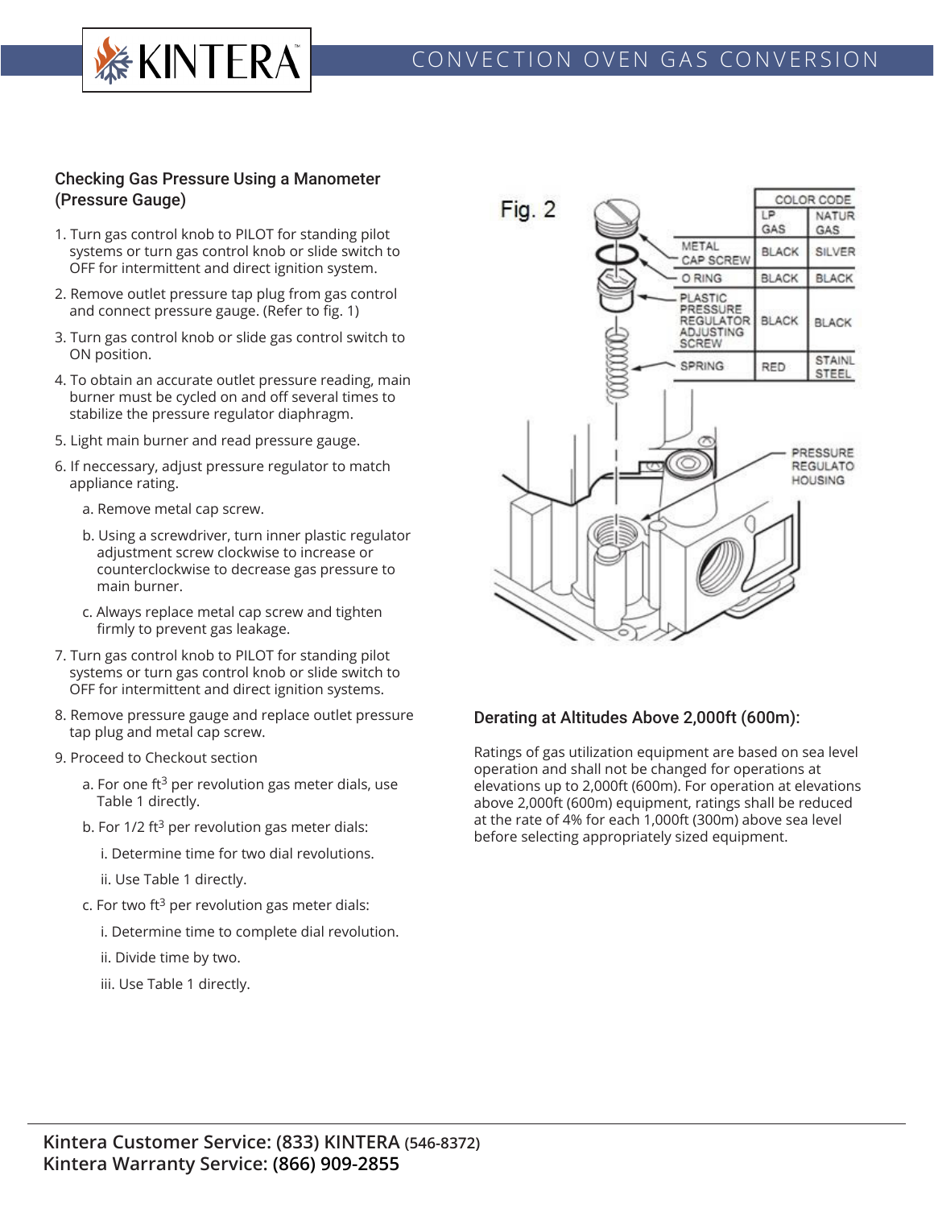### Checking Gas Pressure Using a Manometer (Pressure Gauge)

1. Turn gas control knob to PILOT for standing pilot systems or turn gas control knob or slide switch to OFF for intermittent and direct ignition system.
2. Remove outlet pressure tap plug from gas control and connect pressure gauge. (Refer to fig. 1)
3. Turn gas control knob or slide gas control switch to ON position.
4. To obtain an accurate outlet pressure reading, main burner must be cycled on and off several times to stabilize the pressure regulator diaphragm.
5. Light main burner and read pressure gauge.
6. If neccessary, adjust pressure regulator to match appliance rating.
   a. Remove metal cap screw.
   b. Using a screwdriver, turn inner plastic regulator adjustment screw clockwise to increase or counterclockwise to decrease gas pressure to main burner.
   c. Always replace metal cap screw and tighten firmly to prevent gas leakage.
7. Turn gas control knob to PILOT for standing pilot systems or turn gas control knob or slide switch to OFF for intermittent and direct ignition systems.
8. Remove pressure gauge and replace outlet pressure tap plug and metal cap screw.
9. Proceed to Checkout section
   a. For one ft$^3$ per revolution gas meter dials, use Table 1 directly.
   b. For 1/2 ft$^3$ per revolution gas meter dials:
      i. Determine time for two dial revolutions.
      ii. Use Table 1 directly.
   c. For two ft$^3$ per revolution gas meter dials:
      i. Determine time to complete dial revolution.
      ii. Divide time by two.
      iii. Use Table 1 directly.

Fig. 2

| | COLOR CODE | |
|---|---|---|
| | LP GAS | NATUR GAS |
| METAL CAP SCREW | BLACK | SILVER |
| O RING | BLACK | BLACK |
| PLASTIC PRESSURE REGULATOR ADJUSTING SCREW | BLACK | BLACK |
| SPRING | RED | STAINL STEEL |

PRESSURE REGULATO HOUSING

### Derating at Altitudes Above 2,000ft (600m):

Ratings of gas utilization equipment are based on sea level operation and shall not be changed for operations at elevations up to 2,000ft (600m). For operation at elevations above 2,000ft (600m) equipment, ratings shall be reduced at the rate of 4% for each 1,000ft (300m) above sea level before selecting appropriately sized equipment.